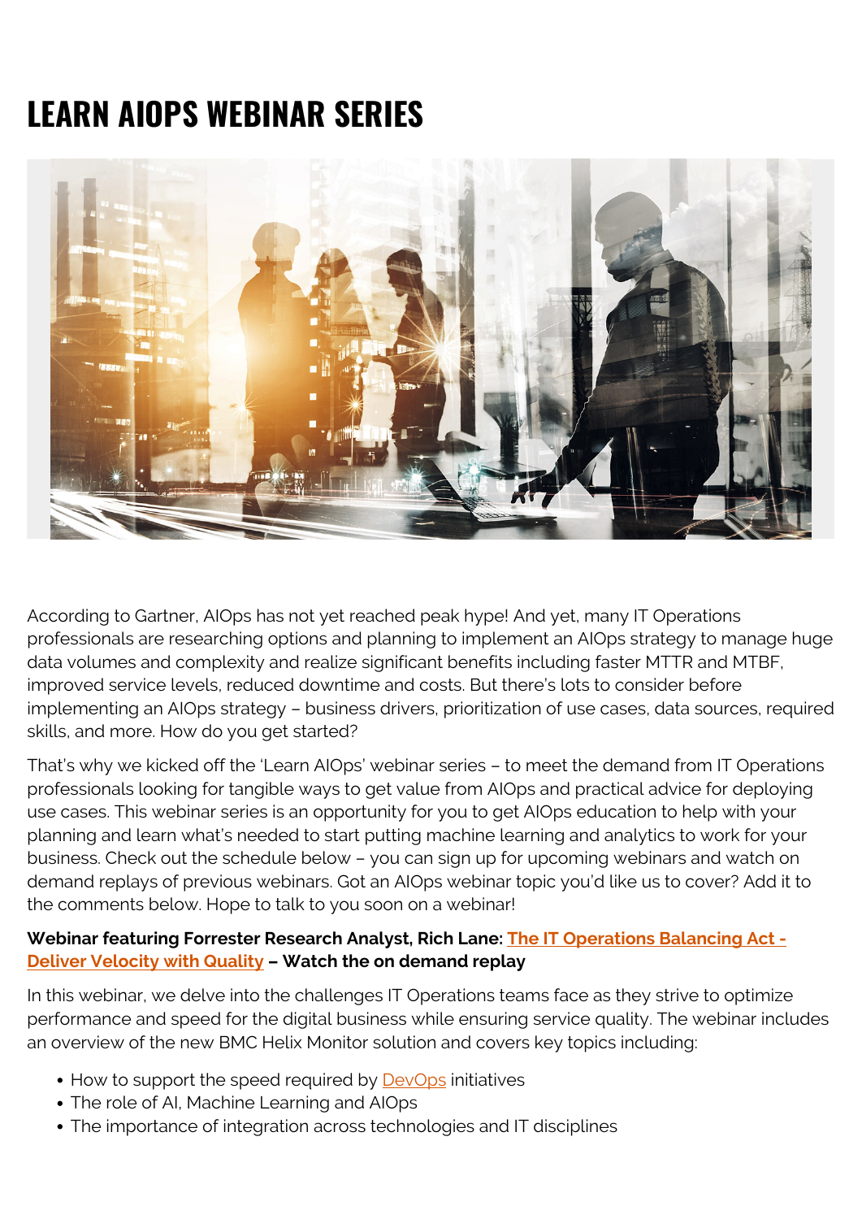# LEARN AIOPS WEBINAR SERIES

According to Gartner, AIOps has not yet reached peak hype! And yet, many IT Operations professionals are researching options and planning to implement an AIOps strategy to manage huge data volumes and complexity and realize significant benefits including faster MTTR and MTBF, improved service levels, reduced downtime and costs. But there's lots to consider before implementing an AIOps strategy – business drivers, prioritization of use cases, data sources, required skills, and more. How do you get started?

That's why we kicked off the 'Learn AIOps' webinar series – to meet the demand from IT Operations professionals looking for tangible ways to get value from AIOps and practical advice for deploying use cases. This webinar series is an opportunity for you to get AIOps education to help with your planning and learn what's needed to start putting machine learning and analytics to work for your business. Check out the schedule below – you can sign up for upcoming webinars and watch on demand replays of previous webinars. Got an AIOps webinar topic you'd like us to cover? Add it to the comments below. Hope to talk to you soon on a webinar!

**Webinar featuring Forrester Research Analyst, Rich Lane: The IT Operations Balancing Act - Deliver Velocity with Quality – Watch the on demand replay**

In this webinar, we delve into the challenges IT Operations teams face as they strive to optimize performance and speed for the digital business while ensuring service quality. The webinar includes an overview of the new BMC Helix Monitor solution and covers key topics including:

- How to support the speed required by DevOps initiatives
- The role of AI, Machine Learning and AIOps
- The importance of integration across technologies and IT disciplines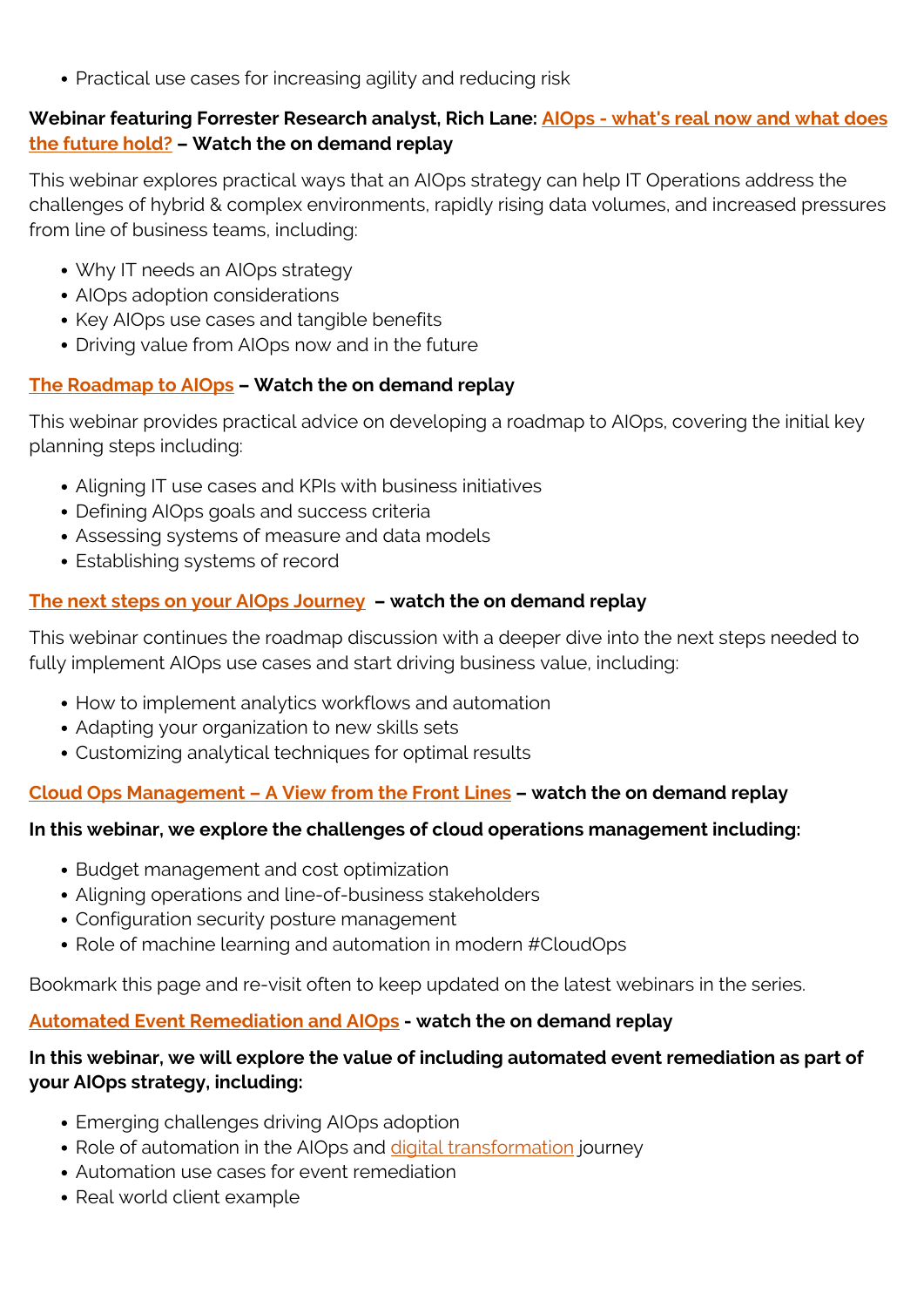- Practical use cases for increasing agility and reducing risk

**Webinar featuring Forrester Research analyst, Rich Lane: AIOps - what's real now and what does the future hold? – Watch the on demand replay**

This webinar explores practical ways that an AIOps strategy can help IT Operations address the challenges of hybrid & complex environments, rapidly rising data volumes, and increased pressures from line of business teams, including:

- Why IT needs an AIOps strategy
- AIOps adoption considerations
- Key AIOps use cases and tangible benefits
- Driving value from AIOps now and in the future

**The Roadmap to AIOps – Watch the on demand replay**

This webinar provides practical advice on developing a roadmap to AIOps, covering the initial key planning steps including:

- Aligning IT use cases and KPIs with business initiatives
- Defining AIOps goals and success criteria
- Assessing systems of measure and data models
- Establishing systems of record

**The next steps on your AIOps Journey – watch the on demand replay**

This webinar continues the roadmap discussion with a deeper dive into the next steps needed to fully implement AIOps use cases and start driving business value, including:

- How to implement analytics workflows and automation
- Adapting your organization to new skills sets
- Customizing analytical techniques for optimal results

**Cloud Ops Management – A View from the Front Lines – watch the on demand replay**

**In this webinar, we explore the challenges of cloud operations management including:**

- Budget management and cost optimization
- Aligning operations and line-of-business stakeholders
- Configuration security posture management
- Role of machine learning and automation in modern #CloudOps

Bookmark this page and re-visit often to keep updated on the latest webinars in the series.

**Automated Event Remediation and AIOps - watch the on demand replay**

**In this webinar, we will explore the value of including automated event remediation as part of your AIOps strategy, including:**

- Emerging challenges driving AIOps adoption
- Role of automation in the AIOps and digital transformation journey
- Automation use cases for event remediation
- Real world client example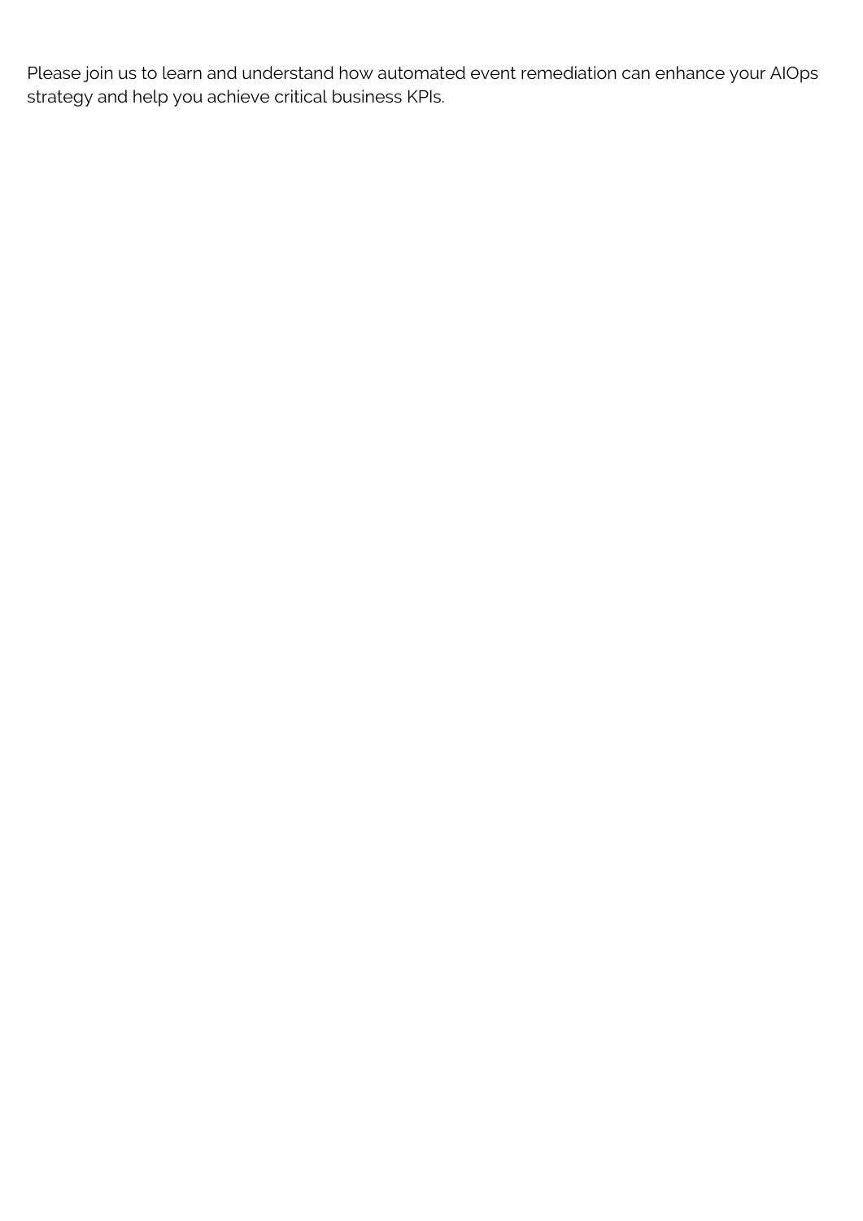Please join us to learn and understand how automated event remediation can enhance your AIOps strategy and help you achieve critical business KPIs.